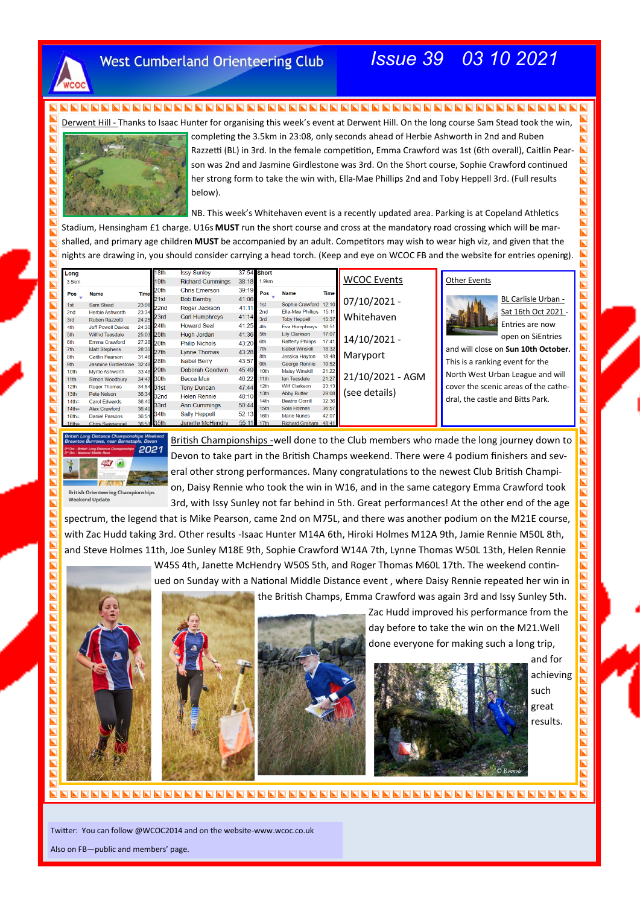# West Cumberland Orienteering Club

## Issue 39 03 10 2021

Derwent Hill - Thanks to Isaac Hunter for organising this week's event at Derwent Hill. On the long course Sam Stead took the win, completing the 3.5km in 23:08, only seconds ahead of Herbie Ashworth in 2nd and Ruben Razzetti (BL) in 3rd. In the female competition, Emma Crawford was 1st (6th overall), Caitlin Pearson was 2nd and Jasmine Girdlestone was 3rd. On the Short course, Sophie Crawford continued her strong form to take the win with, Ella-Mae Phillips 2nd and Toby Heppell 3rd. (Full results below).

NB. This week's Whitehaven event is a recently updated area. Parking is at Copeland Athletics Stadium, Hensingham £1 charge. U16s **MUST** run the short course and cross at the mandatory road crossing which will be marshalled, and primary age children **MUST** be accompanied by an adult. Competitors may wish to wear high viz, and given that the nights are drawing in, you should consider carrying a head torch. (Keep and eye on WCOC FB and the website for entries opening).

**Long** 3.5km

| Pos | Name | Time |
|---|---|---|
| 1st | Sam Stead | 23:08 |
| 2nd | Herbie Ashworth | 23:34 |
| 3rd | Ruben Razzetti | 24:25 |
| 4th | Jeff Powell Davies | 24:30 |
| 5th | Wilfrid Teasdale | 25:03 |
| 6th | Emma Crawford | 27:28 |
| 7th | Matt Stephens | 28:35 |
| 8th | Caitlin Pearson | 31:46 |
| 9th | Jasmine Girdlestone | 32:48 |
| 10th | Myrtle Ashworth | 33:48 |
| 11th | Simon Woodbury | 34:42 |
| 12th | Roger Thomas | 34:54 |
| 13th | Pete Nelson | 36:34 |
| 14th= | Carol Edwards | 36:40 |
| 14th= | Alex Crawford | 36:40 |
| 16th= | Daniel Parsons | 36:51 |
| 16th= | Chris Swanepoel | 36:51 |
| 18th | Issy Sunley | 37:54 |
| 19th | Richard Cummings | 38:18 |
| 20th | Chris Emerson | 39:19 |
| 21st | Bob Barnby | 41:06 |
| 22nd | Roger Jackson | 41:11 |
| 23rd | Carl Humphreys | 41:14 |
| 24th | Howard Seal | 41:25 |
| 25th | Hugh Jordan | 41:36 |
| 26th | Philip Nichols | 43:20 |
| 27th | Lynne Thomas | 43:28 |
| 28th | Isabel Berry | 43:57 |
| 29th | Deborah Goodwin | 45:49 |
| 30th | Becca Muir | 46:22 |
| 31st | Tony Duncan | 47:44 |
| 32nd | Helen Rennie | 48:10 |
| 33rd | Ann Cummings | 50:44 |
| 34th | Sally Heppell | 52:13 |
| 35th | Janette McHendry | 55:11 |

**Short** 1.9km

| Pos | Name | Time |
|---|---|---|
| 1st | Sophie Crawford | 12:10 |
| 2nd | Ella-Mae Phillips | 15:11 |
| 3rd | Toby Heppell | 15:37 |
| 4th | Eva Humphreys | 16:51 |
| 5th | Lily Clarkson | 17:07 |
| 6th | Rafferty Phillips | 17:41 |
| 7th | Isabel Winskill | 18:32 |
| 8th | Jessica Hayton | 18:48 |
| 9th | George Rennie | 19:52 |
| 10th | Maisy Winskill | 21:22 |
| 11th | Ian Teasdale | 21:27 |
| 12th | Wilf Clarkson | 23:13 |
| 13th | Abby Rutter | 29:08 |
| 14th | Beatrix Gorrill | 32:36 |
| 15th | Sola Holmes | 36:57 |
| 16th | Marie Nunes | 42:07 |
| 17th | Richard Graham | 48:41 |

### WCOC Events

07/10/2021 - Whitehaven

14/10/2021 - Maryport

21/10/2021 - AGM (see details)

### Other Events

BL Carlisle Urban - Sat 16th Oct 2021 - Entries are now open on SiEntries and will close on **Sun 10th October.** This is a ranking event for the North West Urban League and will cover the scenic areas of the cathedral, the castle and Bitts Park.

British Long Distance Championships Weekend
Braunton Burrows, near Barnstaple, Devon
2021
British Orienteering Championships Weekend Update

British Championships -well done to the Club members who made the long journey down to Devon to take part in the British Champs weekend. There were 4 podium finishers and several other strong performances. Many congratulations to the newest Club British Champion, Daisy Rennie who took the win in W16, and in the same category Emma Crawford took 3rd, with Issy Sunley not far behind in 5th. Great performances! At the other end of the age spectrum, the legend that is Mike Pearson, came 2nd on M75L, and there was another podium on the M21E course, with Zac Hudd taking 3rd. Other results -Isaac Hunter M14A 6th, Hiroki Holmes M12A 9th, Jamie Rennie M50L 8th, and Steve Holmes 11th, Joe Sunley M18E 9th, Sophie Crawford W14A 7th, Lynne Thomas W50L 13th, Helen Rennie W45S 4th, Janette McHendry W50S 5th, and Roger Thomas M60L 17th. The weekend continued on Sunday with a National Middle Distance event , where Daisy Rennie repeated her win in the British Champs, Emma Crawford was again 3rd and Issy Sunley 5th. Zac Hudd improved his performance from the day before to take the win on the M21.Well done everyone for making such a long trip, and for achieving such great results.

Twitter: You can follow @WCOC2014 and on the website-www.wcoc.co.uk

Also on FB—public and members' page.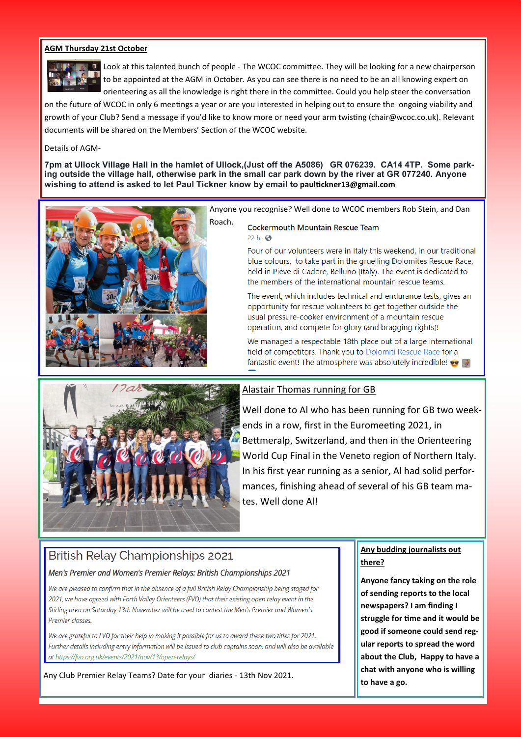**AGM Thursday 21st October**

Look at this talented bunch of people - The WCOC committee. They will be looking for a new chairperson to be appointed at the AGM in October. As you can see there is no need to be an all knowing expert on orienteering as all the knowledge is right there in the committee. Could you help steer the conversation on the future of WCOC in only 6 meetings a year or are you interested in helping out to ensure the ongoing viability and growth of your Club? Send a message if you'd like to know more or need your arm twisting (chair@wcoc.co.uk). Relevant documents will be shared on the Members' Section of the WCOC website.

Details of AGM-

**7pm at Ullock Village Hall in the hamlet of Ullock,(Just off the A5086) GR 076239. CA14 4TP. Some parking outside the village hall, otherwise park in the small car park down by the river at GR 077240. Anyone wishing to attend is asked to let Paul Tickner know by email to paultickner13@gmail.com**

Anyone you recognise? Well done to WCOC members Rob Stein, and Dan Roach.

Cockermouth Mountain Rescue Team

22 h ·

Four of our volunteers were in Italy this weekend, in our traditional blue colours, to take part in the gruelling Dolomites Rescue Race, held in Pieve di Cadore, Belluno (Italy). The event is dedicated to the members of the international mountain rescue teams.

The event, which includes technical and endurance tests, gives an opportunity for rescue volunteers to get together outside the usual pressure-cooker environment of a mountain rescue operation, and compete for glory (and bragging rights)!

We managed a respectable 18th place out of a large international field of competitors. Thank you to Dolomiti Rescue Race for a fantastic event! The atmosphere was absolutely incredible!

## Alastair Thomas running for GB

Well done to Al who has been running for GB two weekends in a row, first in the Euromeeting 2021, in Bettmeralp, Switzerland, and then in the Orienteering World Cup Final in the Veneto region of Northern Italy. In his first year running as a senior, Al had solid performances, finishing ahead of several of his GB team mates. Well done Al!

## British Relay Championships 2021

*Men's Premier and Women's Premier Relays: British Championships 2021*

*We are pleased to confirm that in the absence of a full British Relay Championship being staged for 2021, we have agreed with Forth Valley Orienteers (FVO) that their existing open relay event in the Stirling area on Saturday 13th November will be used to contest the Men's Premier and Women's Premier classes.*

*We are grateful to FVO for their help in making it possible for us to award these two titles for 2021. Further details including entry information will be issued to club captains soon, and will also be available at https://fvo.org.uk/events/2021/nov/13/open-relays/*

Any Club Premier Relay Teams? Date for your diaries - 13th Nov 2021.

**Any budding journalists out there?**

**Anyone fancy taking on the role of sending reports to the local newspapers? I am finding I struggle for time and it would be good if someone could send regular reports to spread the word about the Club, Happy to have a chat with anyone who is willing to have a go.**